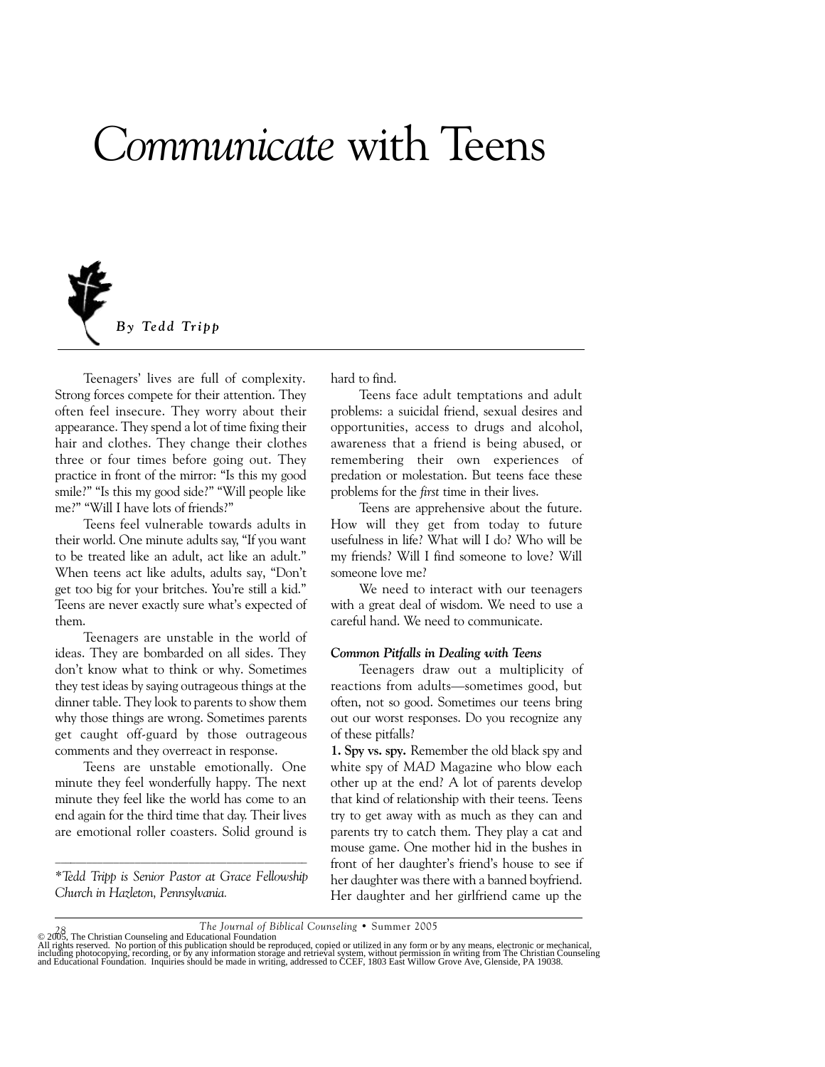# *Communicate* with Teens

***By Tedd Tripp***

Teenagers' lives are full of complexity. Strong forces compete for their attention. They often feel insecure. They worry about their appearance. They spend a lot of time fixing their hair and clothes. They change their clothes three or four times before going out. They practice in front of the mirror: "Is this my good smile?" "Is this my good side?" "Will people like me?" "Will I have lots of friends?"

Teens feel vulnerable towards adults in their world. One minute adults say, "If you want to be treated like an adult, act like an adult." When teens act like adults, adults say, "Don't get too big for your britches. You're still a kid." Teens are never exactly sure what's expected of them.

Teenagers are unstable in the world of ideas. They are bombarded on all sides. They don't know what to think or why. Sometimes they test ideas by saying outrageous things at the dinner table. They look to parents to show them why those things are wrong. Sometimes parents get caught off-guard by those outrageous comments and they overreact in response.

Teens are unstable emotionally. One minute they feel wonderfully happy. The next minute they feel like the world has come to an end again for the third time that day. Their lives are emotional roller coasters. Solid ground is hard to find.

Teens face adult temptations and adult problems: a suicidal friend, sexual desires and opportunities, access to drugs and alcohol, awareness that a friend is being abused, or remembering their own experiences of predation or molestation. But teens face these problems for the *first* time in their lives.

Teens are apprehensive about the future. How will they get from today to future usefulness in life? What will I do? Who will be my friends? Will I find someone to love? Will someone love me?

We need to interact with our teenagers with a great deal of wisdom. We need to use a careful hand. We need to communicate.

### *Common Pitfalls in Dealing with Teens*

Teenagers draw out a multiplicity of reactions from adults—sometimes good, but often, not so good. Sometimes our teens bring out our worst responses. Do you recognize any of these pitfalls?

**1. Spy vs. spy.** Remember the old black spy and white spy of *MAD* Magazine who blow each other up at the end? A lot of parents develop that kind of relationship with their teens. Teens try to get away with as much as they can and parents try to catch them. They play a cat and mouse game. One mother hid in the bushes in front of her daughter's friend's house to see if her daughter was there with a banned boyfriend. Her daughter and her girlfriend came up the

---

**Tedd Tripp is Senior Pastor at Grace Fellowship Church in Hazleton, Pennsylvania.*

© 2005, The Christian Counseling and Educational Foundation
All rights reserved. No portion of this publication should be reproduced, copied or utilized in any form or by any means, electronic or mechanical, including photocopying, recording, or by any information storage and retrieval system, without permission in writing from The Christian Counseling and Educational Foundation. Inquiries should be made in writing, addressed to CCEF, 1803 East Willow Grove Ave, Glenside, PA 19038.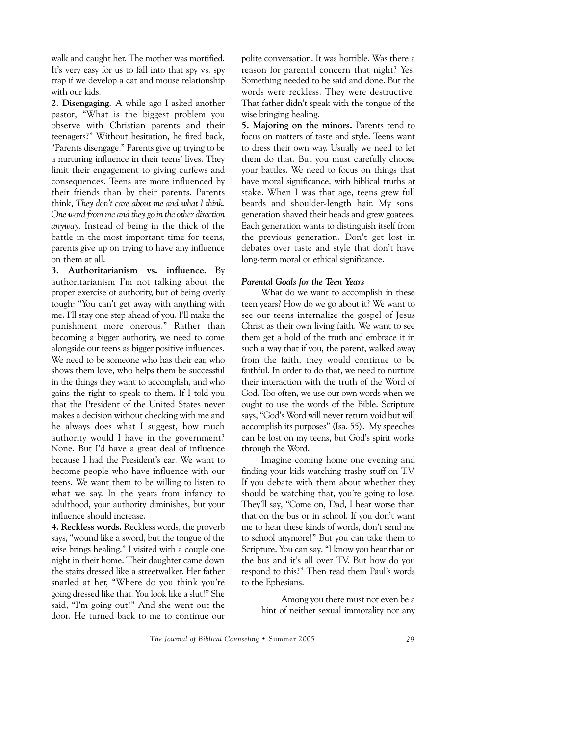walk and caught her. The mother was mortified. It's very easy for us to fall into that spy vs. spy trap if we develop a cat and mouse relationship with our kids.

**2. Disengaging.** A while ago I asked another pastor, "What is the biggest problem you observe with Christian parents and their teenagers?" Without hesitation, he fired back, "Parents disengage." Parents give up trying to be a nurturing influence in their teens' lives. They limit their engagement to giving curfews and consequences. Teens are more influenced by their friends than by their parents. Parents think, *They don't care about me and what I think. One word from me and they go in the other direction anyway.* Instead of being in the thick of the battle in the most important time for teens, parents give up on trying to have any influence on them at all.

**3. Authoritarianism vs. influence.** By authoritarianism I'm not talking about the proper exercise of authority, but of being overly tough: "You can't get away with anything with me. I'll stay one step ahead of you. I'll make the punishment more onerous." Rather than becoming a bigger authority, we need to come alongside our teens as bigger positive influences. We need to be someone who has their ear, who shows them love, who helps them be successful in the things they want to accomplish, and who gains the right to speak to them. If I told you that the President of the United States never makes a decision without checking with me and he always does what I suggest, how much authority would I have in the government? None. But I'd have a great deal of influence because I had the President's ear. We want to become people who have influence with our teens. We want them to be willing to listen to what we say. In the years from infancy to adulthood, your authority diminishes, but your influence should increase.

**4. Reckless words.** Reckless words, the proverb says, "wound like a sword, but the tongue of the wise brings healing." I visited with a couple one night in their home. Their daughter came down the stairs dressed like a streetwalker. Her father snarled at her, "Where do you think you're going dressed like that. You look like a slut!" She said, "I'm going out!" And she went out the door. He turned back to me to continue our polite conversation. It was horrible. Was there a reason for parental concern that night? Yes. Something needed to be said and done. But the words were reckless. They were destructive. That father didn't speak with the tongue of the wise bringing healing.

**5. Majoring on the minors.** Parents tend to focus on matters of taste and style. Teens want to dress their own way. Usually we need to let them do that. But you must carefully choose your battles. We need to focus on things that have moral significance, with biblical truths at stake. When I was that age, teens grew full beards and shoulder-length hair. My sons' generation shaved their heads and grew goatees. Each generation wants to distinguish itself from the previous generation. Don't get lost in debates over taste and style that don't have long-term moral or ethical significance.

### *Parental Goals for the Teen Years*

What do we want to accomplish in these teen years? How do we go about it? We want to see our teens internalize the gospel of Jesus Christ as their own living faith. We want to see them get a hold of the truth and embrace it in such a way that if you, the parent, walked away from the faith, they would continue to be faithful. In order to do that, we need to nurture their interaction with the truth of the Word of God. Too often, we use our own words when we ought to use the words of the Bible. Scripture says, "God's Word will never return void but will accomplish its purposes" (Isa. 55). My speeches can be lost on my teens, but God's spirit works through the Word.

Imagine coming home one evening and finding your kids watching trashy stuff on T.V. If you debate with them about whether they should be watching that, you're going to lose. They'll say, "Come on, Dad, I hear worse than that on the bus or in school. If you don't want me to hear these kinds of words, don't send me to school anymore!" But you can take them to Scripture. You can say, "I know you hear that on the bus and it's all over TV. But how do you respond to this?" Then read them Paul's words to the Ephesians.

> Among you there must not even be a hint of neither sexual immorality nor any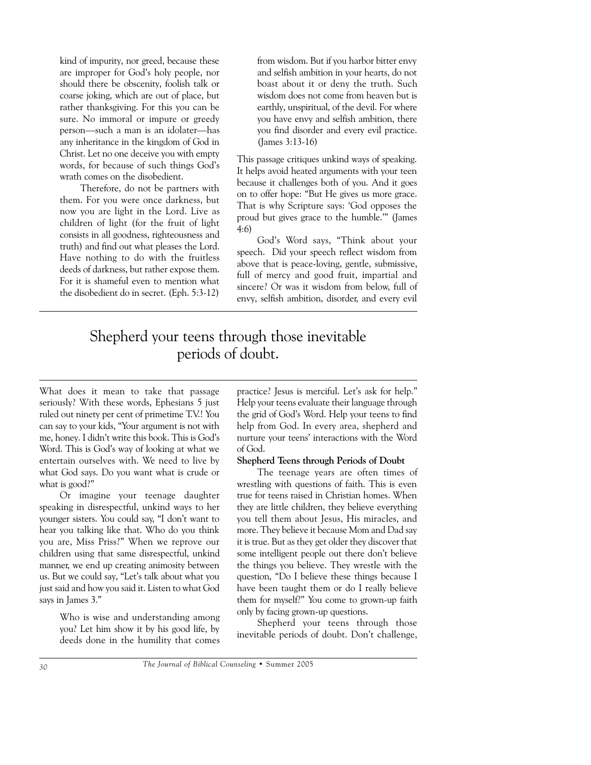kind of impurity, nor greed, because these are improper for God's holy people, nor should there be obscenity, foolish talk or coarse joking, which are out of place, but rather thanksgiving. For this you can be sure. No immoral or impure or greedy person—such a man is an idolater—has any inheritance in the kingdom of God in Christ. Let no one deceive you with empty words, for because of such things God's wrath comes on the disobedient.

> Therefore, do not be partners with them. For you were once darkness, but now you are light in the Lord. Live as children of light (for the fruit of light consists in all goodness, righteousness and truth) and find out what pleases the Lord. Have nothing to do with the fruitless deeds of darkness, but rather expose them. For it is shameful even to mention what the disobedient do in secret. (Eph. 5:3-12)

What does it mean to take that passage seriously? With these words, Ephesians 5 just ruled out ninety per cent of primetime T.V.! You can say to your kids, "Your argument is not with me, honey. I didn't write this book. This is God's Word. This is God's way of looking at what we entertain ourselves with. We need to live by what God says. Do you want what is crude or what is good?"

Or imagine your teenage daughter speaking in disrespectful, unkind ways to her younger sisters. You could say, "I don't want to hear you talking like that. Who do you think you are, Miss Priss?" When we reprove our children using that same disrespectful, unkind manner, we end up creating animosity between us. But we could say, "Let's talk about what you just said and how you said it. Listen to what God says in James 3."

> Who is wise and understanding among you? Let him show it by his good life, by deeds done in the humility that comes from wisdom. But if you harbor bitter envy and selfish ambition in your hearts, do not boast about it or deny the truth. Such wisdom does not come from heaven but is earthly, unspiritual, of the devil. For where you have envy and selfish ambition, there you find disorder and every evil practice. (James 3:13-16)

This passage critiques unkind ways of speaking. It helps avoid heated arguments with your teen because it challenges both of you. And it goes on to offer hope: "But He gives us more grace. That is why Scripture says: 'God opposes the proud but gives grace to the humble.'" (James 4:6)

God's Word says, "Think about your speech. Did your speech reflect wisdom from above that is peace-loving, gentle, submissive, full of mercy and good fruit, impartial and sincere? Or was it wisdom from below, full of envy, selfish ambition, disorder, and every evil practice? Jesus is merciful. Let's ask for help." Help your teens evaluate their language through the grid of God's Word. Help your teens to find help from God. In every area, shepherd and nurture your teens' interactions with the Word of God.

> Shepherd your teens through those inevitable periods of doubt.

**Shepherd Teens through Periods of Doubt**

The teenage years are often times of wrestling with questions of faith. This is even true for teens raised in Christian homes. When they are little children, they believe everything you tell them about Jesus, His miracles, and more. They believe it because Mom and Dad say it is true. But as they get older they discover that some intelligent people out there don't believe the things you believe. They wrestle with the question, "Do I believe these things because I have been taught them or do I really believe them for myself?" You come to grown-up faith only by facing grown-up questions.

Shepherd your teens through those inevitable periods of doubt. Don't challenge,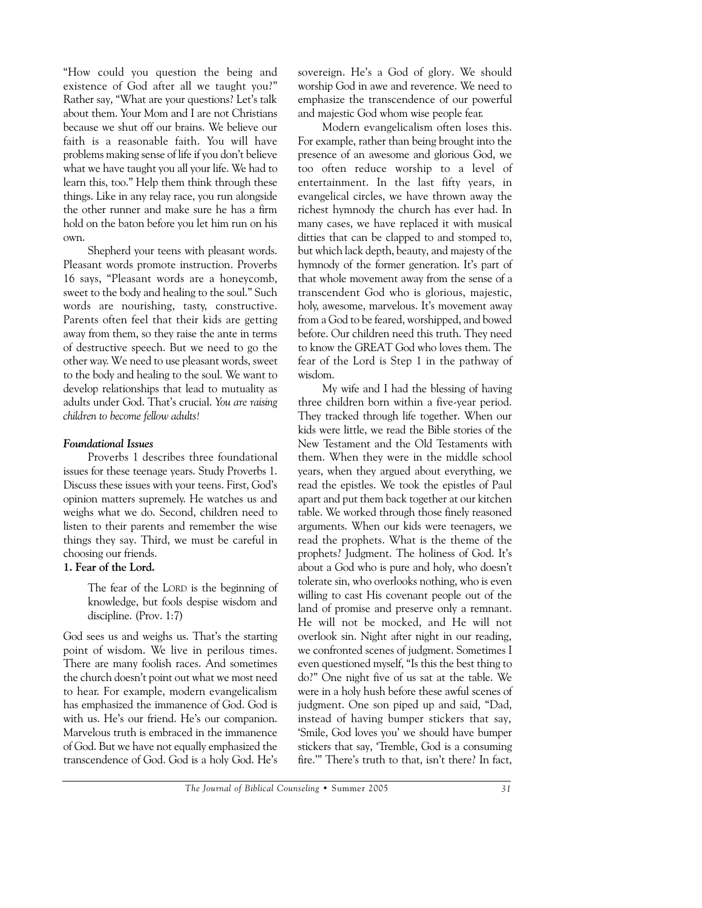"How could you question the being and existence of God after all we taught you?" Rather say, "What are your questions? Let's talk about them. Your Mom and I are not Christians because we shut off our brains. We believe our faith is a reasonable faith. You will have problems making sense of life if you don't believe what we have taught you all your life. We had to learn this, too." Help them think through these things. Like in any relay race, you run alongside the other runner and make sure he has a firm hold on the baton before you let him run on his own.

Shepherd your teens with pleasant words. Pleasant words promote instruction. Proverbs 16 says, "Pleasant words are a honeycomb, sweet to the body and healing to the soul." Such words are nourishing, tasty, constructive. Parents often feel that their kids are getting away from them, so they raise the ante in terms of destructive speech. But we need to go the other way. We need to use pleasant words, sweet to the body and healing to the soul. We want to develop relationships that lead to mutuality as adults under God. That's crucial. *You are raising children to become fellow adults!*

### *Foundational Issues*

Proverbs 1 describes three foundational issues for these teenage years. Study Proverbs 1. Discuss these issues with your teens. First, God's opinion matters supremely. He watches us and weighs what we do. Second, children need to listen to their parents and remember the wise things they say. Third, we must be careful in choosing our friends.

**1. Fear of the Lord.**

> The fear of the LORD is the beginning of knowledge, but fools despise wisdom and discipline. (Prov. 1:7)

God sees us and weighs us. That's the starting point of wisdom. We live in perilous times. There are many foolish races. And sometimes the church doesn't point out what we most need to hear. For example, modern evangelicalism has emphasized the immanence of God. God is with us. He's our friend. He's our companion. Marvelous truth is embraced in the immanence of God. But we have not equally emphasized the transcendence of God. God is a holy God. He's sovereign. He's a God of glory. We should worship God in awe and reverence. We need to emphasize the transcendence of our powerful and majestic God whom wise people fear.

Modern evangelicalism often loses this. For example, rather than being brought into the presence of an awesome and glorious God, we too often reduce worship to a level of entertainment. In the last fifty years, in evangelical circles, we have thrown away the richest hymnody the church has ever had. In many cases, we have replaced it with musical ditties that can be clapped to and stomped to, but which lack depth, beauty, and majesty of the hymnody of the former generation. It's part of that whole movement away from the sense of a transcendent God who is glorious, majestic, holy, awesome, marvelous. It's movement away from a God to be feared, worshipped, and bowed before. Our children need this truth. They need to know the GREAT God who loves them. The fear of the Lord is Step 1 in the pathway of wisdom.

My wife and I had the blessing of having three children born within a five-year period. They tracked through life together. When our kids were little, we read the Bible stories of the New Testament and the Old Testaments with them. When they were in the middle school years, when they argued about everything, we read the epistles. We took the epistles of Paul apart and put them back together at our kitchen table. We worked through those finely reasoned arguments. When our kids were teenagers, we read the prophets. What is the theme of the prophets? Judgment. The holiness of God. It's about a God who is pure and holy, who doesn't tolerate sin, who overlooks nothing, who is even willing to cast His covenant people out of the land of promise and preserve only a remnant. He will not be mocked, and He will not overlook sin. Night after night in our reading, we confronted scenes of judgment. Sometimes I even questioned myself, "Is this the best thing to do?" One night five of us sat at the table. We were in a holy hush before these awful scenes of judgment. One son piped up and said, "Dad, instead of having bumper stickers that say, 'Smile, God loves you' we should have bumper stickers that say, 'Tremble, God is a consuming fire.'" There's truth to that, isn't there? In fact,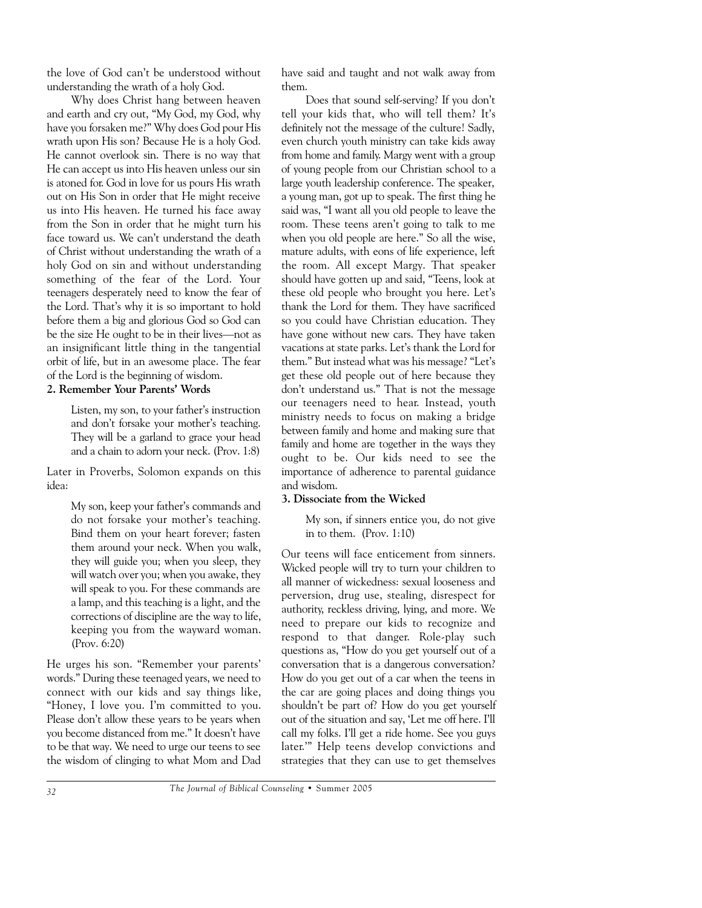the love of God can't be understood without understanding the wrath of a holy God.

Why does Christ hang between heaven and earth and cry out, "My God, my God, why have you forsaken me?" Why does God pour His wrath upon His son? Because He is a holy God. He cannot overlook sin. There is no way that He can accept us into His heaven unless our sin is atoned for. God in love for us pours His wrath out on His Son in order that He might receive us into His heaven. He turned his face away from the Son in order that he might turn his face toward us. We can't understand the death of Christ without understanding the wrath of a holy God on sin and without understanding something of the fear of the Lord. Your teenagers desperately need to know the fear of the Lord. That's why it is so important to hold before them a big and glorious God so God can be the size He ought to be in their lives—not as an insignificant little thing in the tangential orbit of life, but in an awesome place. The fear of the Lord is the beginning of wisdom.

**2. Remember Your Parents' Words**

> Listen, my son, to your father's instruction and don't forsake your mother's teaching. They will be a garland to grace your head and a chain to adorn your neck. (Prov. 1:8)

Later in Proverbs, Solomon expands on this idea:

> My son, keep your father's commands and do not forsake your mother's teaching. Bind them on your heart forever; fasten them around your neck. When you walk, they will guide you; when you sleep, they will watch over you; when you awake, they will speak to you. For these commands are a lamp, and this teaching is a light, and the corrections of discipline are the way to life, keeping you from the wayward woman. (Prov. 6:20)

He urges his son. "Remember your parents' words." During these teenaged years, we need to connect with our kids and say things like, "Honey, I love you. I'm committed to you. Please don't allow these years to be years when you become distanced from me." It doesn't have to be that way. We need to urge our teens to see the wisdom of clinging to what Mom and Dad have said and taught and not walk away from them.

Does that sound self-serving? If you don't tell your kids that, who will tell them? It's definitely not the message of the culture! Sadly, even church youth ministry can take kids away from home and family. Margy went with a group of young people from our Christian school to a large youth leadership conference. The speaker, a young man, got up to speak. The first thing he said was, "I want all you old people to leave the room. These teens aren't going to talk to me when you old people are here." So all the wise, mature adults, with eons of life experience, left the room. All except Margy. That speaker should have gotten up and said, "Teens, look at these old people who brought you here. Let's thank the Lord for them. They have sacrificed so you could have Christian education. They have gone without new cars. They have taken vacations at state parks. Let's thank the Lord for them." But instead what was his message? "Let's get these old people out of here because they don't understand us." That is not the message our teenagers need to hear. Instead, youth ministry needs to focus on making a bridge between family and home and making sure that family and home are together in the ways they ought to be. Our kids need to see the importance of adherence to parental guidance and wisdom.

**3. Dissociate from the Wicked**

> My son, if sinners entice you, do not give in to them. (Prov. 1:10)

Our teens will face enticement from sinners. Wicked people will try to turn your children to all manner of wickedness: sexual looseness and perversion, drug use, stealing, disrespect for authority, reckless driving, lying, and more. We need to prepare our kids to recognize and respond to that danger. Role-play such questions as, "How do you get yourself out of a conversation that is a dangerous conversation? How do you get out of a car when the teens in the car are going places and doing things you shouldn't be part of? How do you get yourself out of the situation and say, 'Let me off here. I'll call my folks. I'll get a ride home. See you guys later.'" Help teens develop convictions and strategies that they can use to get themselves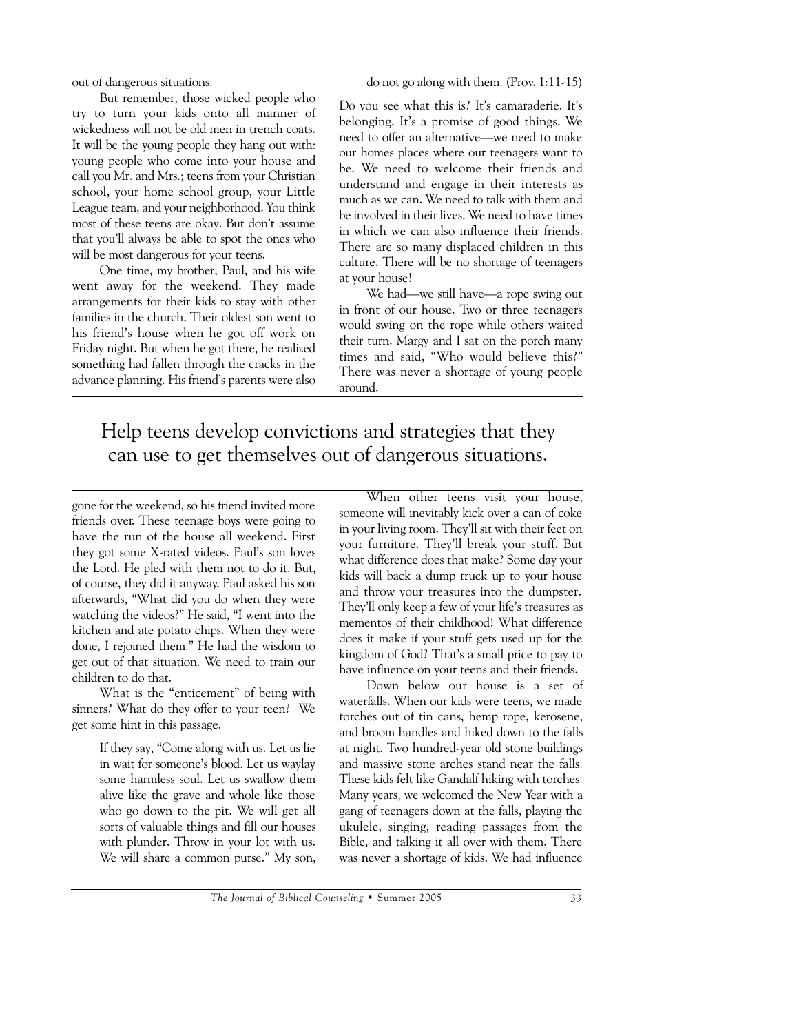out of dangerous situations.

But remember, those wicked people who try to turn your kids onto all manner of wickedness will not be old men in trench coats. It will be the young people they hang out with: young people who come into your house and call you Mr. and Mrs.; teens from your Christian school, your home school group, your Little League team, and your neighborhood. You think most of these teens are okay. But don't assume that you'll always be able to spot the ones who will be most dangerous for your teens.

One time, my brother, Paul, and his wife went away for the weekend. They made arrangements for their kids to stay with other families in the church. Their oldest son went to his friend's house when he got off work on Friday night. But when he got there, he realized something had fallen through the cracks in the advance planning. His friend's parents were also gone for the weekend, so his friend invited more friends over. These teenage boys were going to have the run of the house all weekend. First they got some X-rated videos. Paul's son loves the Lord. He pled with them not to do it. But, of course, they did it anyway. Paul asked his son afterwards, "What did you do when they were watching the videos?" He said, "I went into the kitchen and ate potato chips. When they were done, I rejoined them." He had the wisdom to get out of that situation. We need to train our children to do that.

What is the "enticement" of being with sinners? What do they offer to your teen? We get some hint in this passage.

> If they say, "Come along with us. Let us lie in wait for someone's blood. Let us waylay some harmless soul. Let us swallow them alive like the grave and whole like those who go down to the pit. We will get all sorts of valuable things and fill our houses with plunder. Throw in your lot with us. We will share a common purse." My son, do not go along with them. (Prov. 1:11-15)

Do you see what this is? It's camaraderie. It's belonging. It's a promise of good things. We need to offer an alternative—we need to make our homes places where our teenagers want to be. We need to welcome their friends and understand and engage in their interests as much as we can. We need to talk with them and be involved in their lives. We need to have times in which we can also influence their friends. There are so many displaced children in this culture. There will be no shortage of teenagers at your house!

We had—we still have—a rope swing out in front of our house. Two or three teenagers would swing on the rope while others waited their turn. Margy and I sat on the porch many times and said, "Who would believe this?" There was never a shortage of young people around.

> Help teens develop convictions and strategies that they can use to get themselves out of dangerous situations.

When other teens visit your house, someone will inevitably kick over a can of coke in your living room. They'll sit with their feet on your furniture. They'll break your stuff. But what difference does that make? Some day your kids will back a dump truck up to your house and throw your treasures into the dumpster. They'll only keep a few of your life's treasures as mementos of their childhood! What difference does it make if your stuff gets used up for the kingdom of God? That's a small price to pay to have influence on your teens and their friends.

Down below our house is a set of waterfalls. When our kids were teens, we made torches out of tin cans, hemp rope, kerosene, and broom handles and hiked down to the falls at night. Two hundred-year old stone buildings and massive stone arches stand near the falls. These kids felt like Gandalf hiking with torches. Many years, we welcomed the New Year with a gang of teenagers down at the falls, playing the ukulele, singing, reading passages from the Bible, and talking it all over with them. There was never a shortage of kids. We had influence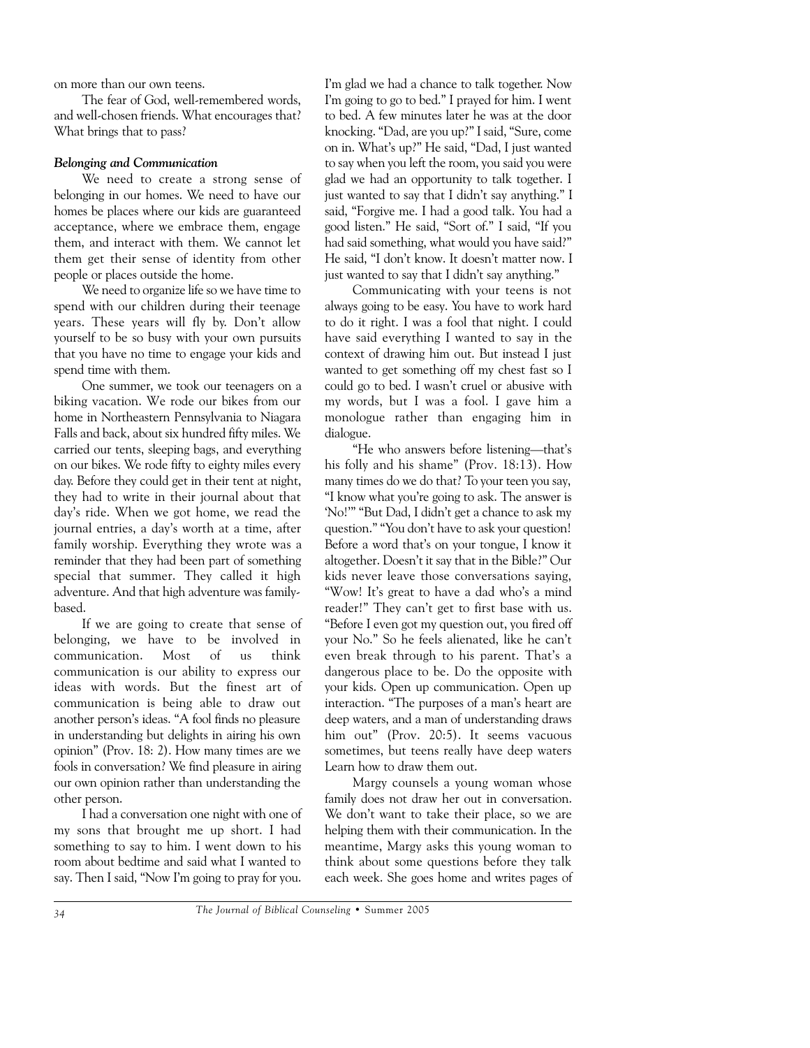on more than our own teens.

The fear of God, well-remembered words, and well-chosen friends. What encourages that? What brings that to pass?

#### *Belonging and Communication*

We need to create a strong sense of belonging in our homes. We need to have our homes be places where our kids are guaranteed acceptance, where we embrace them, engage them, and interact with them. We cannot let them get their sense of identity from other people or places outside the home.

We need to organize life so we have time to spend with our children during their teenage years. These years will fly by. Don't allow yourself to be so busy with your own pursuits that you have no time to engage your kids and spend time with them.

One summer, we took our teenagers on a biking vacation. We rode our bikes from our home in Northeastern Pennsylvania to Niagara Falls and back, about six hundred fifty miles. We carried our tents, sleeping bags, and everything on our bikes. We rode fifty to eighty miles every day. Before they could get in their tent at night, they had to write in their journal about that day's ride. When we got home, we read the journal entries, a day's worth at a time, after family worship. Everything they wrote was a reminder that they had been part of something special that summer. They called it high adventure. And that high adventure was family-based.

If we are going to create that sense of belonging, we have to be involved in communication. Most of us think communication is our ability to express our ideas with words. But the finest art of communication is being able to draw out another person's ideas. "A fool finds no pleasure in understanding but delights in airing his own opinion" (Prov. 18: 2). How many times are we fools in conversation? We find pleasure in airing our own opinion rather than understanding the other person.

I had a conversation one night with one of my sons that brought me up short. I had something to say to him. I went down to his room about bedtime and said what I wanted to say. Then I said, "Now I'm going to pray for you. I'm glad we had a chance to talk together. Now I'm going to go to bed." I prayed for him. I went to bed. A few minutes later he was at the door knocking. "Dad, are you up?" I said, "Sure, come on in. What's up?" He said, "Dad, I just wanted to say when you left the room, you said you were glad we had an opportunity to talk together. I just wanted to say that I didn't say anything." I said, "Forgive me. I had a good talk. You had a good listen." He said, "Sort of." I said, "If you had said something, what would you have said?" He said, "I don't know. It doesn't matter now. I just wanted to say that I didn't say anything."

Communicating with your teens is not always going to be easy. You have to work hard to do it right. I was a fool that night. I could have said everything I wanted to say in the context of drawing him out. But instead I just wanted to get something off my chest fast so I could go to bed. I wasn't cruel or abusive with my words, but I was a fool. I gave him a monologue rather than engaging him in dialogue.

"He who answers before listening—that's his folly and his shame" (Prov. 18:13). How many times do we do that? To your teen you say, "I know what you're going to ask. The answer is 'No!'" "But Dad, I didn't get a chance to ask my question." "You don't have to ask your question! Before a word that's on your tongue, I know it altogether. Doesn't it say that in the Bible?" Our kids never leave those conversations saying, "Wow! It's great to have a dad who's a mind reader!" They can't get to first base with us. "Before I even got my question out, you fired off your No." So he feels alienated, like he can't even break through to his parent. That's a dangerous place to be. Do the opposite with your kids. Open up communication. Open up interaction. "The purposes of a man's heart are deep waters, and a man of understanding draws him out" (Prov. 20:5). It seems vacuous sometimes, but teens really have deep waters Learn how to draw them out.

Margy counsels a young woman whose family does not draw her out in conversation. We don't want to take their place, so we are helping them with their communication. In the meantime, Margy asks this young woman to think about some questions before they talk each week. She goes home and writes pages of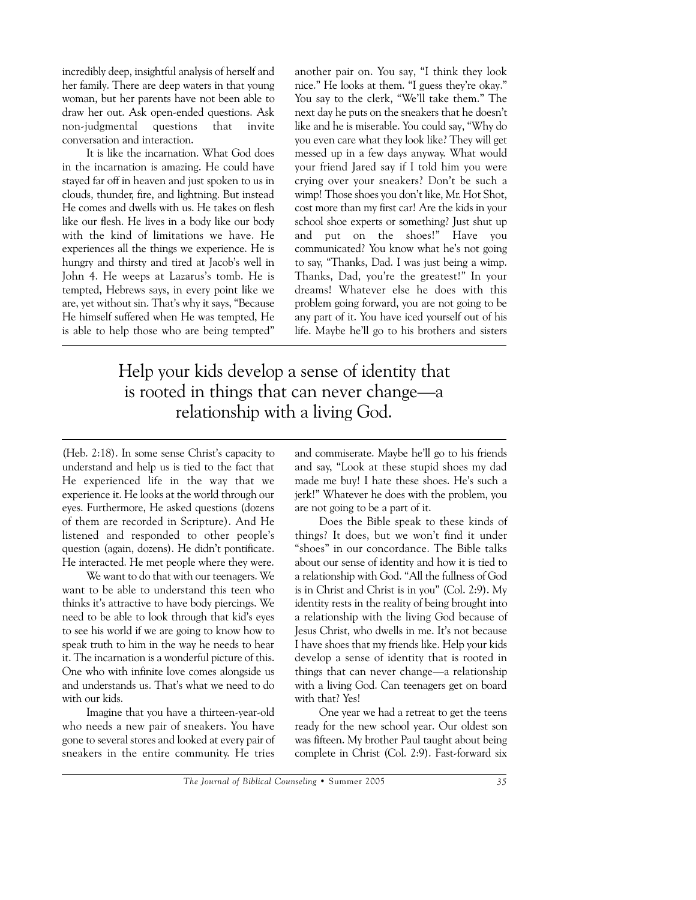incredibly deep, insightful analysis of herself and her family. There are deep waters in that young woman, but her parents have not been able to draw her out. Ask open-ended questions. Ask non-judgmental questions that invite conversation and interaction.

It is like the incarnation. What God does in the incarnation is amazing. He could have stayed far off in heaven and just spoken to us in clouds, thunder, fire, and lightning. But instead He comes and dwells with us. He takes on flesh like our flesh. He lives in a body like our body with the kind of limitations we have. He experiences all the things we experience. He is hungry and thirsty and tired at Jacob's well in John 4. He weeps at Lazarus's tomb. He is tempted, Hebrews says, in every point like we are, yet without sin. That's why it says, "Because He himself suffered when He was tempted, He is able to help those who are being tempted" (Heb. 2:18). In some sense Christ's capacity to understand and help us is tied to the fact that He experienced life in the way that we experience it. He looks at the world through our eyes. Furthermore, He asked questions (dozens of them are recorded in Scripture). And He listened and responded to other people's question (again, dozens). He didn't pontificate. He interacted. He met people where they were.

We want to do that with our teenagers. We want to be able to understand this teen who thinks it's attractive to have body piercings. We need to be able to look through that kid's eyes to see his world if we are going to know how to speak truth to him in the way he needs to hear it. The incarnation is a wonderful picture of this. One who with infinite love comes alongside us and understands us. That's what we need to do with our kids.

Imagine that you have a thirteen-year-old who needs a new pair of sneakers. You have gone to several stores and looked at every pair of sneakers in the entire community. He tries another pair on. You say, "I think they look nice." He looks at them. "I guess they're okay." You say to the clerk, "We'll take them." The next day he puts on the sneakers that he doesn't like and he is miserable. You could say, "Why do you even care what they look like? They will get messed up in a few days anyway. What would your friend Jared say if I told him you were crying over your sneakers? Don't be such a wimp! Those shoes you don't like, Mr. Hot Shot, cost more than my first car! Are the kids in your school shoe experts or something? Just shut up and put on the shoes!" Have you communicated? You know what he's not going to say, "Thanks, Dad. I was just being a wimp. Thanks, Dad, you're the greatest!" In your dreams! Whatever else he does with this problem going forward, you are not going to be any part of it. You have iced yourself out of his life. Maybe he'll go to his brothers and sisters and commiserate. Maybe he'll go to his friends and say, "Look at these stupid shoes my dad made me buy! I hate these shoes. He's such a jerk!" Whatever he does with the problem, you are not going to be a part of it.

> Help your kids develop a sense of identity that is rooted in things that can never change—a relationship with a living God.

Does the Bible speak to these kinds of things? It does, but we won't find it under "shoes" in our concordance. The Bible talks about our sense of identity and how it is tied to a relationship with God. "All the fullness of God is in Christ and Christ is in you" (Col. 2:9). My identity rests in the reality of being brought into a relationship with the living God because of Jesus Christ, who dwells in me. It's not because I have shoes that my friends like. Help your kids develop a sense of identity that is rooted in things that can never change—a relationship with a living God. Can teenagers get on board with that? Yes!

One year we had a retreat to get the teens ready for the new school year. Our oldest son was fifteen. My brother Paul taught about being complete in Christ (Col. 2:9). Fast-forward six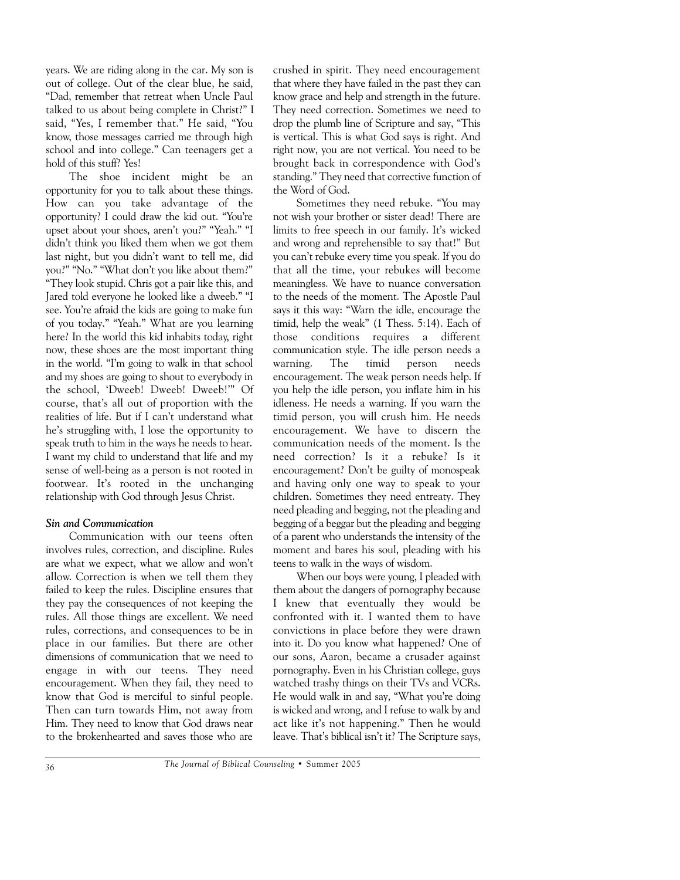years. We are riding along in the car. My son is out of college. Out of the clear blue, he said, "Dad, remember that retreat when Uncle Paul talked to us about being complete in Christ?" I said, "Yes, I remember that." He said, "You know, those messages carried me through high school and into college." Can teenagers get a hold of this stuff? Yes!

The shoe incident might be an opportunity for you to talk about these things. How can you take advantage of the opportunity? I could draw the kid out. "You're upset about your shoes, aren't you?" "Yeah." "I didn't think you liked them when we got them last night, but you didn't want to tell me, did you?" "No." "What don't you like about them?" "They look stupid. Chris got a pair like this, and Jared told everyone he looked like a dweeb." "I see. You're afraid the kids are going to make fun of you today." "Yeah." What are you learning here? In the world this kid inhabits today, right now, these shoes are the most important thing in the world. "I'm going to walk in that school and my shoes are going to shout to everybody in the school, 'Dweeb! Dweeb! Dweeb!'" Of course, that's all out of proportion with the realities of life. But if I can't understand what he's struggling with, I lose the opportunity to speak truth to him in the ways he needs to hear. I want my child to understand that life and my sense of well-being as a person is not rooted in footwear. It's rooted in the unchanging relationship with God through Jesus Christ.

***Sin and Communication***

Communication with our teens often involves rules, correction, and discipline. Rules are what we expect, what we allow and won't allow. Correction is when we tell them they failed to keep the rules. Discipline ensures that they pay the consequences of not keeping the rules. All those things are excellent. We need rules, corrections, and consequences to be in place in our families. But there are other dimensions of communication that we need to engage in with our teens. They need encouragement. When they fail, they need to know that God is merciful to sinful people. Then can turn towards Him, not away from Him. They need to know that God draws near to the brokenhearted and saves those who are crushed in spirit. They need encouragement that where they have failed in the past they can know grace and help and strength in the future. They need correction. Sometimes we need to drop the plumb line of Scripture and say, "This is vertical. This is what God says is right. And right now, you are not vertical. You need to be brought back in correspondence with God's standing." They need that corrective function of the Word of God.

Sometimes they need rebuke. "You may not wish your brother or sister dead! There are limits to free speech in our family. It's wicked and wrong and reprehensible to say that!" But you can't rebuke every time you speak. If you do that all the time, your rebukes will become meaningless. We have to nuance conversation to the needs of the moment. The Apostle Paul says it this way: "Warn the idle, encourage the timid, help the weak" (1 Thess. 5:14). Each of those conditions requires a different communication style. The idle person needs a warning. The timid person needs encouragement. The weak person needs help. If you help the idle person, you inflate him in his idleness. He needs a warning. If you warn the timid person, you will crush him. He needs encouragement. We have to discern the communication needs of the moment. Is the need correction? Is it a rebuke? Is it encouragement? Don't be guilty of monospeak and having only one way to speak to your children. Sometimes they need entreaty. They need pleading and begging, not the pleading and begging of a beggar but the pleading and begging of a parent who understands the intensity of the moment and bares his soul, pleading with his teens to walk in the ways of wisdom.

When our boys were young, I pleaded with them about the dangers of pornography because I knew that eventually they would be confronted with it. I wanted them to have convictions in place before they were drawn into it. Do you know what happened? One of our sons, Aaron, became a crusader against pornography. Even in his Christian college, guys watched trashy things on their TVs and VCRs. He would walk in and say, "What you're doing is wicked and wrong, and I refuse to walk by and act like it's not happening." Then he would leave. That's biblical isn't it? The Scripture says,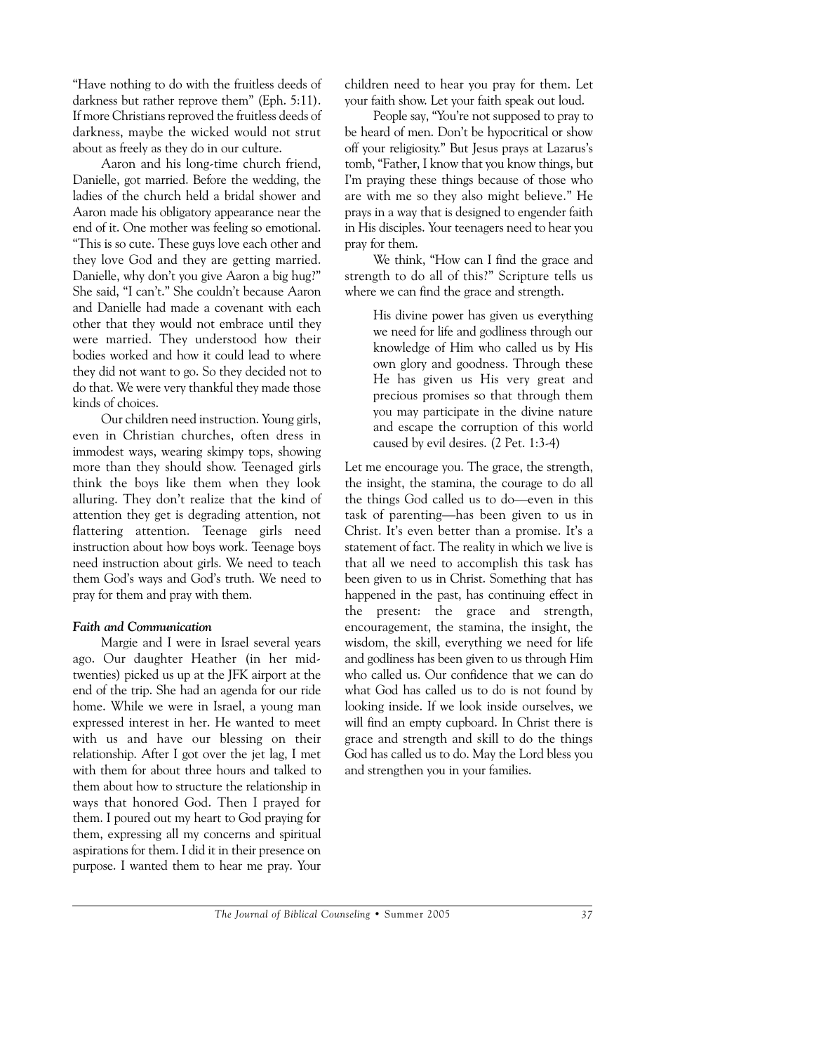"Have nothing to do with the fruitless deeds of darkness but rather reprove them" (Eph. 5:11). If more Christians reproved the fruitless deeds of darkness, maybe the wicked would not strut about as freely as they do in our culture.

Aaron and his long-time church friend, Danielle, got married. Before the wedding, the ladies of the church held a bridal shower and Aaron made his obligatory appearance near the end of it. One mother was feeling so emotional. "This is so cute. These guys love each other and they love God and they are getting married. Danielle, why don't you give Aaron a big hug?" She said, "I can't." She couldn't because Aaron and Danielle had made a covenant with each other that they would not embrace until they were married. They understood how their bodies worked and how it could lead to where they did not want to go. So they decided not to do that. We were very thankful they made those kinds of choices.

Our children need instruction. Young girls, even in Christian churches, often dress in immodest ways, wearing skimpy tops, showing more than they should show. Teenaged girls think the boys like them when they look alluring. They don't realize that the kind of attention they get is degrading attention, not flattering attention. Teenage girls need instruction about how boys work. Teenage boys need instruction about girls. We need to teach them God's ways and God's truth. We need to pray for them and pray with them.

### *Faith and Communication*

Margie and I were in Israel several years ago. Our daughter Heather (in her mid-twenties) picked us up at the JFK airport at the end of the trip. She had an agenda for our ride home. While we were in Israel, a young man expressed interest in her. He wanted to meet with us and have our blessing on their relationship. After I got over the jet lag, I met with them for about three hours and talked to them about how to structure the relationship in ways that honored God. Then I prayed for them. I poured out my heart to God praying for them, expressing all my concerns and spiritual aspirations for them. I did it in their presence on purpose. I wanted them to hear me pray. Your children need to hear you pray for them. Let your faith show. Let your faith speak out loud.

People say, "You're not supposed to pray to be heard of men. Don't be hypocritical or show off your religiosity." But Jesus prays at Lazarus's tomb, "Father, I know that you know things, but I'm praying these things because of those who are with me so they also might believe." He prays in a way that is designed to engender faith in His disciples. Your teenagers need to hear you pray for them.

We think, "How can I find the grace and strength to do all of this?" Scripture tells us where we can find the grace and strength.

> His divine power has given us everything we need for life and godliness through our knowledge of Him who called us by His own glory and goodness. Through these He has given us His very great and precious promises so that through them you may participate in the divine nature and escape the corruption of this world caused by evil desires. (2 Pet. 1:3-4)

Let me encourage you. The grace, the strength, the insight, the stamina, the courage to do all the things God called us to do—even in this task of parenting—has been given to us in Christ. It's even better than a promise. It's a statement of fact. The reality in which we live is that all we need to accomplish this task has been given to us in Christ. Something that has happened in the past, has continuing effect in the present: the grace and strength, encouragement, the stamina, the insight, the wisdom, the skill, everything we need for life and godliness has been given to us through Him who called us. Our confidence that we can do what God has called us to do is not found by looking inside. If we look inside ourselves, we will find an empty cupboard. In Christ there is grace and strength and skill to do the things God has called us to do. May the Lord bless you and strengthen you in your families.